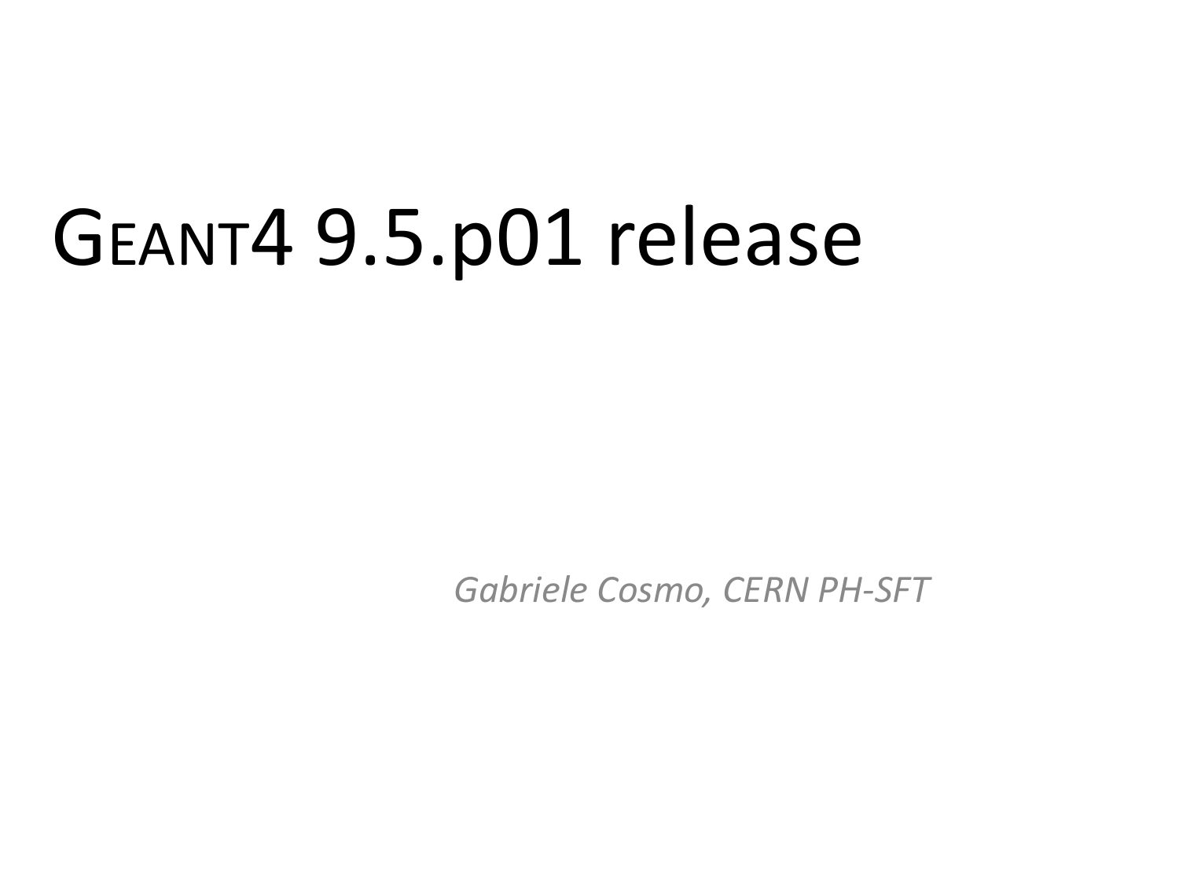# GEANT4 9.5.p01 release

*Gabriele Cosmo, CERN PH-SFT*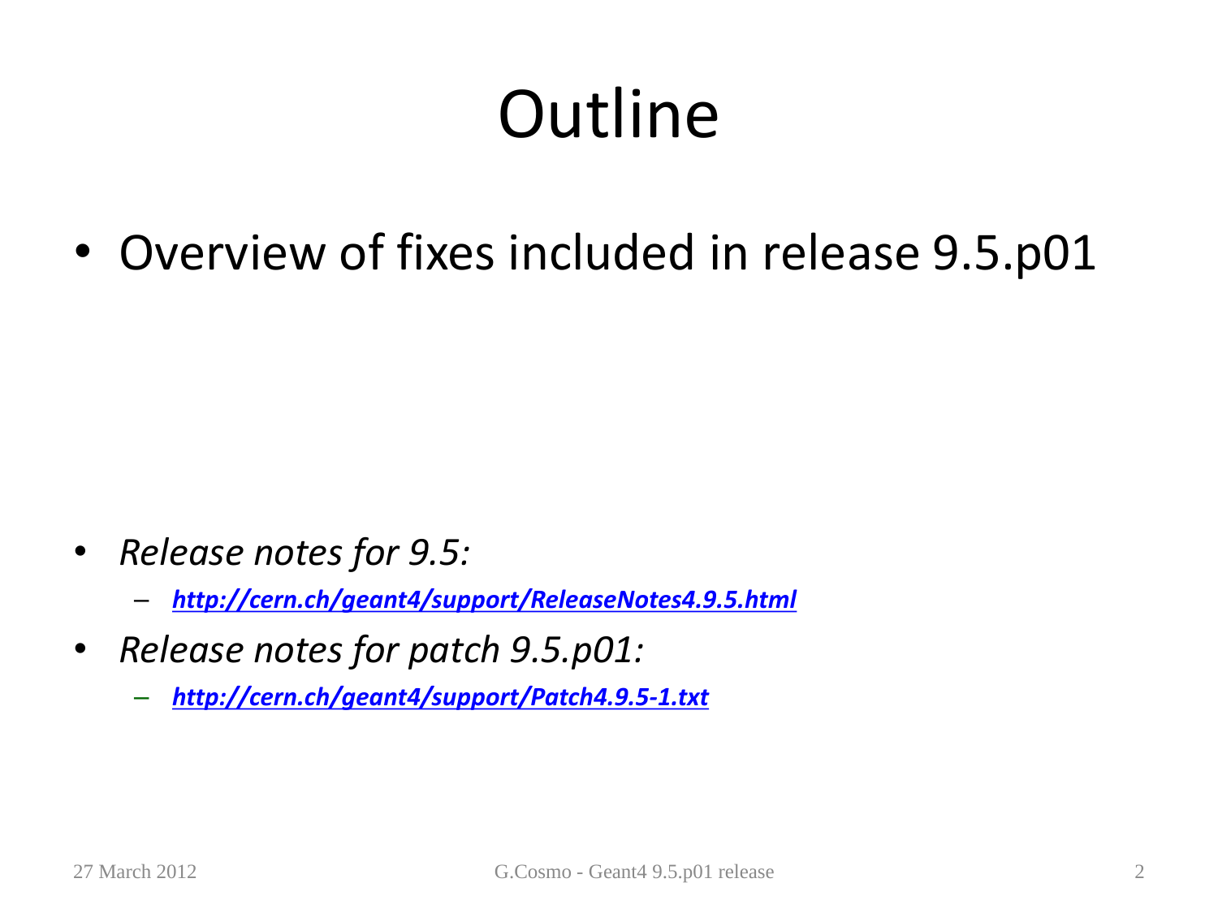# Outline

- Overview of fixes included in release 9.5.p01

- *Release notes for 9.5:*
  - ***http://cern.ch/geant4/support/ReleaseNotes4.9.5.html***
- *Release notes for patch 9.5.p01:*
  - ***http://cern.ch/geant4/support/Patch4.9.5-1.txt***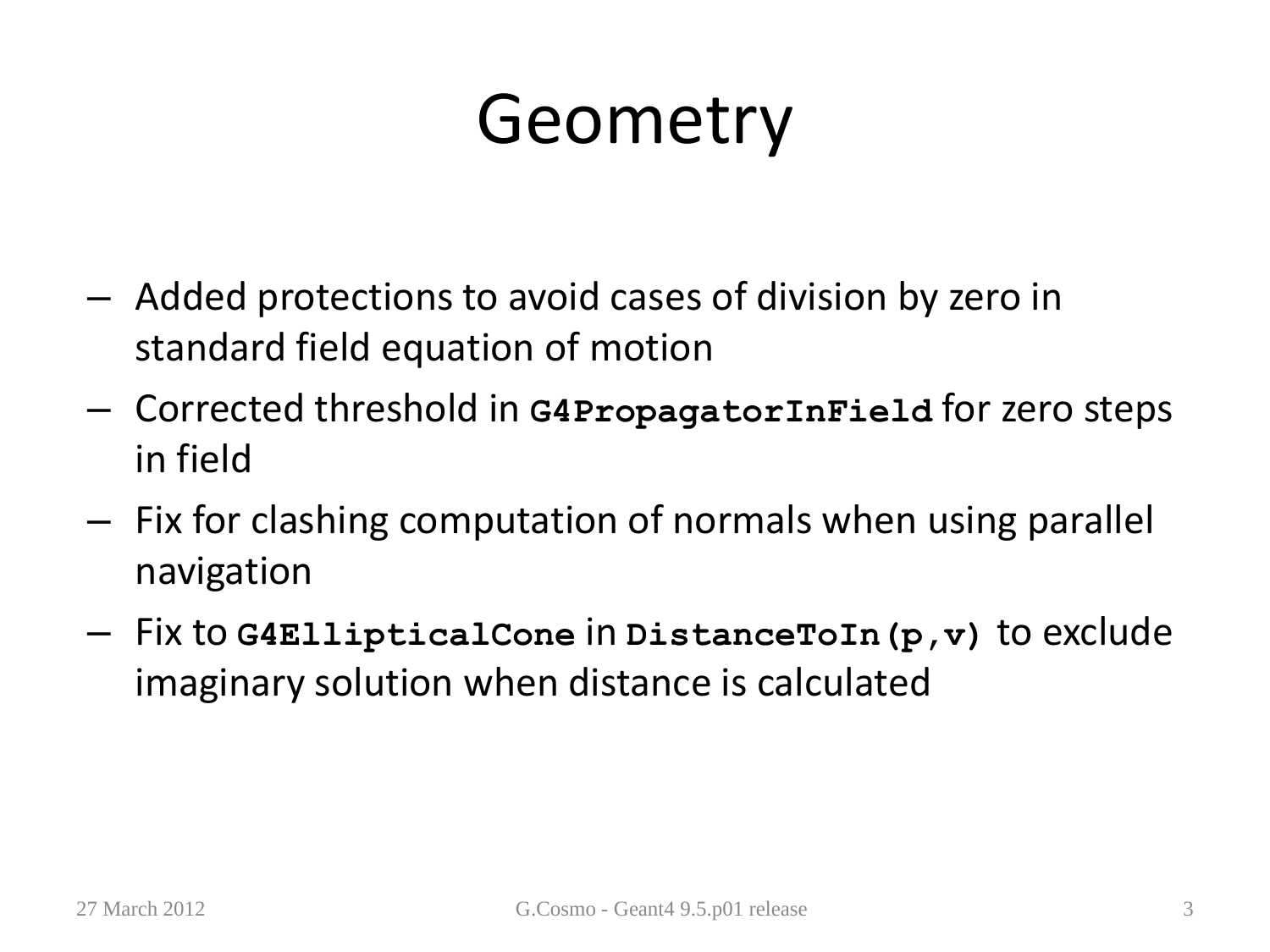# Geometry

- Added protections to avoid cases of division by zero in standard field equation of motion
- Corrected threshold in **`G4PropagatorInField`** for zero steps in field
- Fix for clashing computation of normals when using parallel navigation
- Fix to **`G4EllipticalCone`** in **`DistanceToIn(p,v)`** to exclude imaginary solution when distance is calculated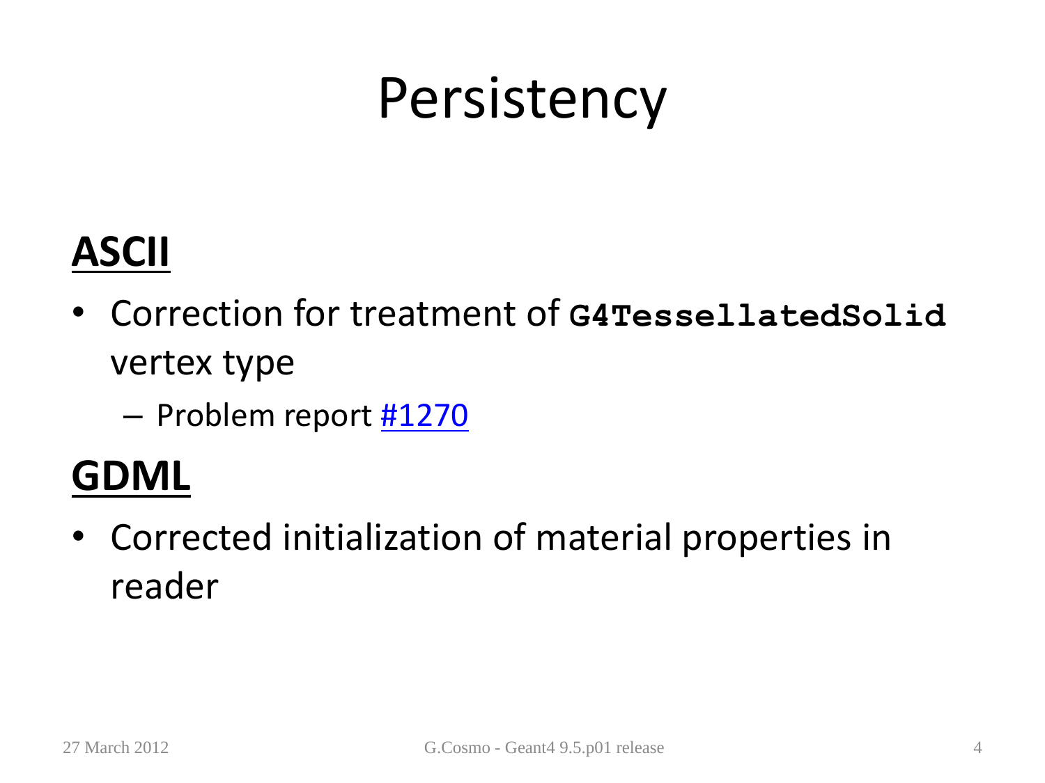# Persistency

## ASCII

- Correction for treatment of `G4TessellatedSolid` vertex type
  - Problem report #1270

## GDML

- Corrected initialization of material properties in reader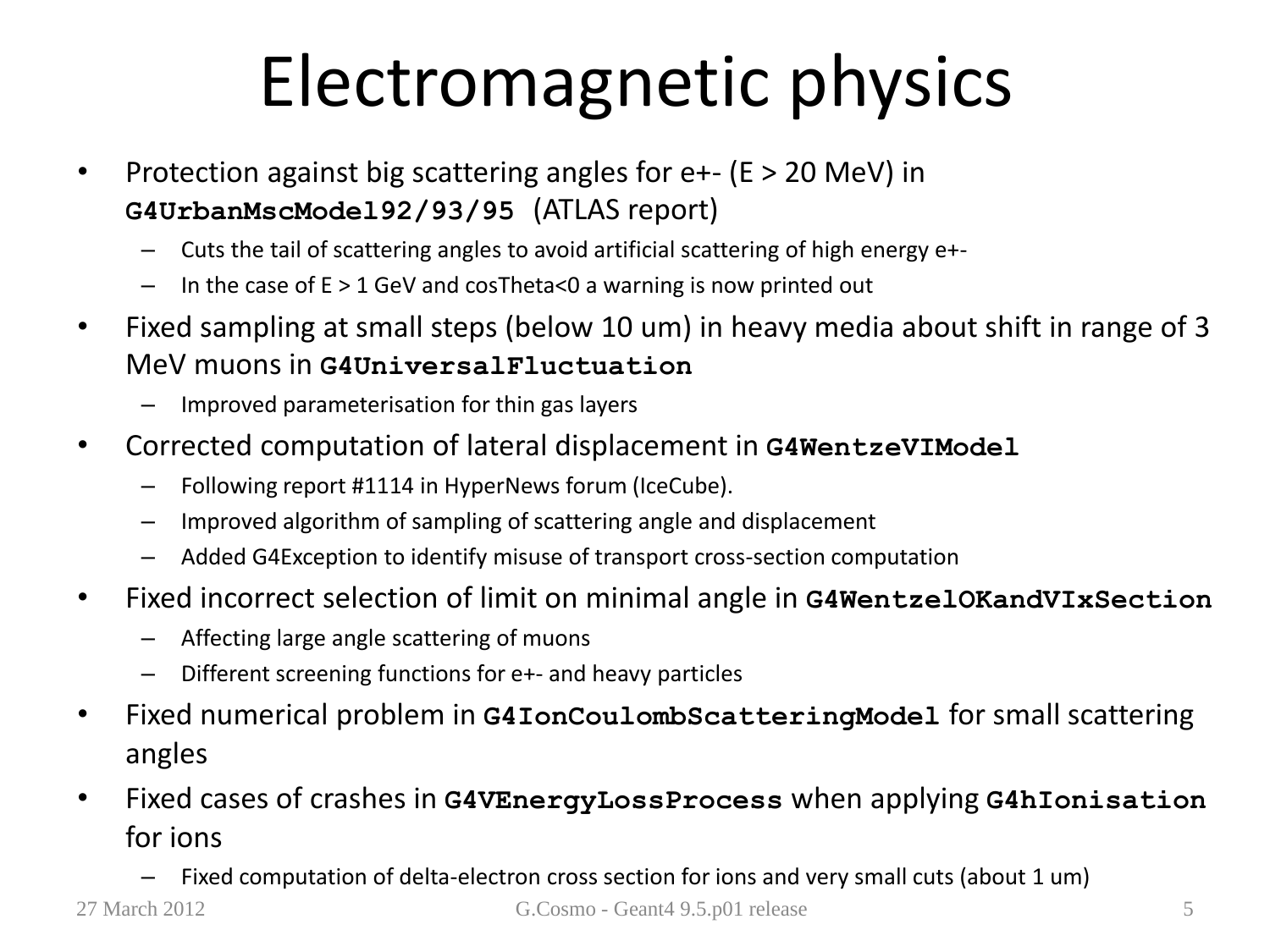# Electromagnetic physics

- Protection against big scattering angles for e+- (E > 20 MeV) in **`G4UrbanMscModel92/93/95`** (ATLAS report)
  - Cuts the tail of scattering angles to avoid artificial scattering of high energy e+-
  - In the case of E > 1 GeV and cosTheta<0 a warning is now printed out
- Fixed sampling at small steps (below 10 um) in heavy media about shift in range of 3 MeV muons in **`G4UniversalFluctuation`**
  - Improved parameterisation for thin gas layers
- Corrected computation of lateral displacement in **`G4WentzeVIModel`**
  - Following report #1114 in HyperNews forum (IceCube).
  - Improved algorithm of sampling of scattering angle and displacement
  - Added G4Exception to identify misuse of transport cross-section computation
- Fixed incorrect selection of limit on minimal angle in **`G4WentzelOKandVIxSection`**
  - Affecting large angle scattering of muons
  - Different screening functions for e+- and heavy particles
- Fixed numerical problem in **`G4IonCoulombScatteringModel`** for small scattering angles
- Fixed cases of crashes in **`G4VEnergyLossProcess`** when applying **`G4hIonisation`** for ions
  - Fixed computation of delta-electron cross section for ions and very small cuts (about 1 um)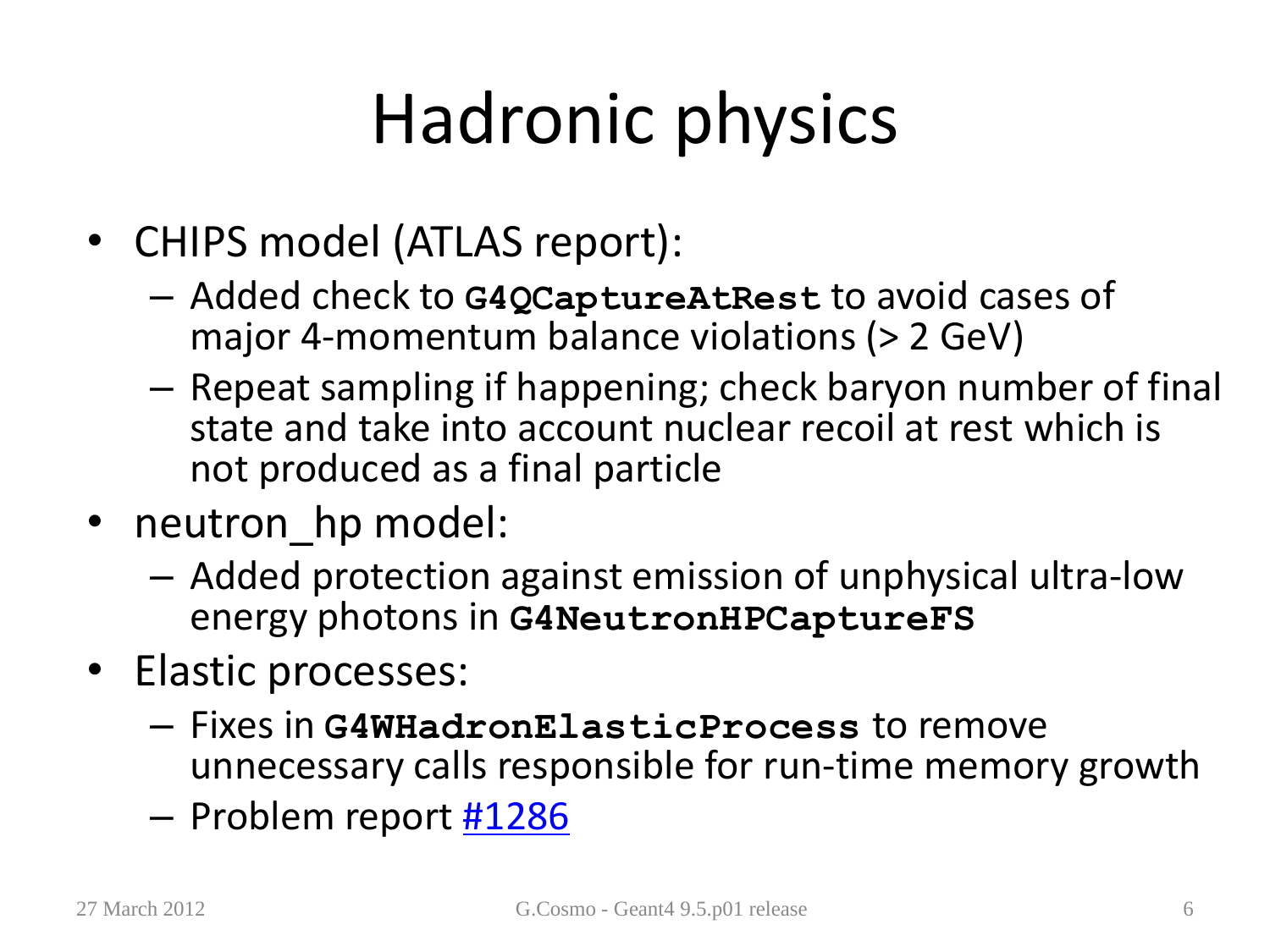# Hadronic physics

- CHIPS model (ATLAS report):
  - Added check to **`G4QCaptureAtRest`** to avoid cases of major 4-momentum balance violations (> 2 GeV)
  - Repeat sampling if happening; check baryon number of final state and take into account nuclear recoil at rest which is not produced as a final particle
- neutron_hp model:
  - Added protection against emission of unphysical ultra-low energy photons in **`G4NeutronHPCaptureFS`**
- Elastic processes:
  - Fixes in **`G4WHadronElasticProcess`** to remove unnecessary calls responsible for run-time memory growth
  - Problem report #1286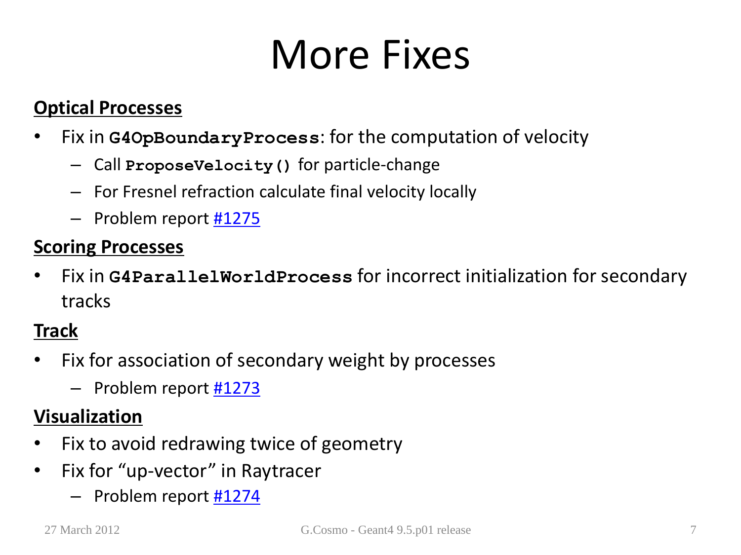# More Fixes

**Optical Processes**

- Fix in `G4OpBoundaryProcess`: for the computation of velocity
  - Call `ProposeVelocity()` for particle-change
  - For Fresnel refraction calculate final velocity locally
  - Problem report #1275

**Scoring Processes**

- Fix in `G4ParallelWorldProcess` for incorrect initialization for secondary tracks

**Track**

- Fix for association of secondary weight by processes
  - Problem report #1273

**Visualization**

- Fix to avoid redrawing twice of geometry
- Fix for "up-vector" in Raytracer
  - Problem report #1274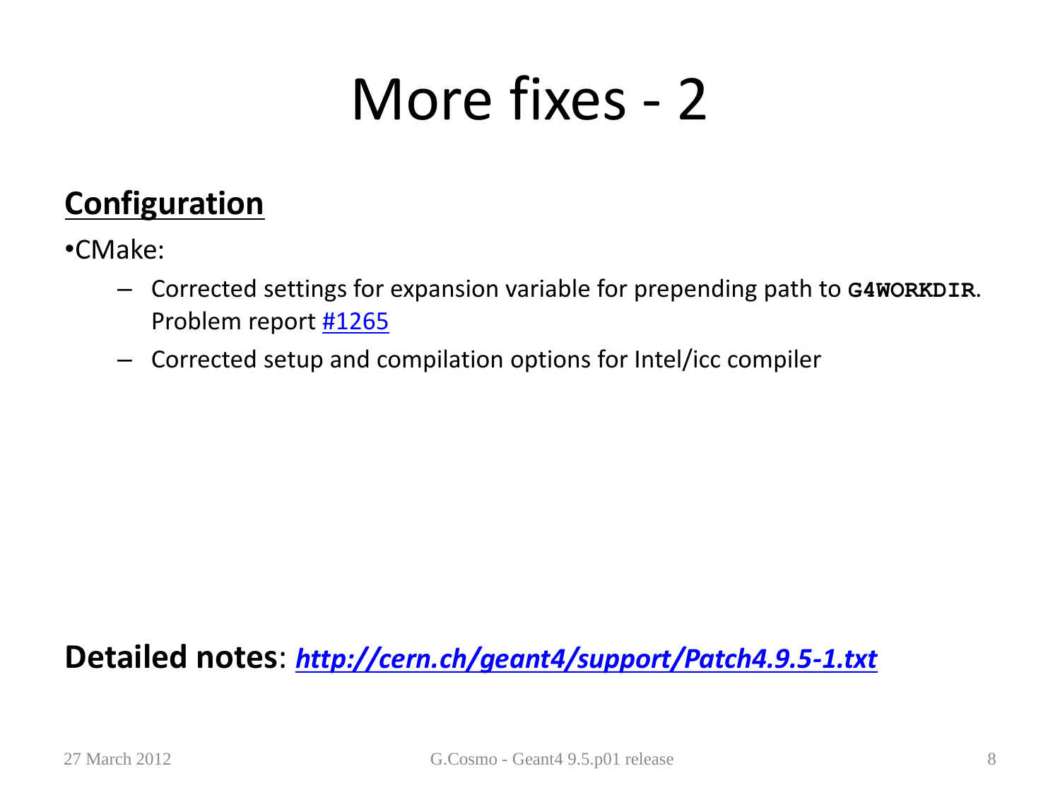# More fixes - 2

## Configuration

- CMake:
  - Corrected settings for expansion variable for prepending path to **`G4WORKDIR`**. Problem report #1265
  - Corrected setup and compilation options for Intel/icc compiler

**Detailed notes**: ***http://cern.ch/geant4/support/Patch4.9.5-1.txt***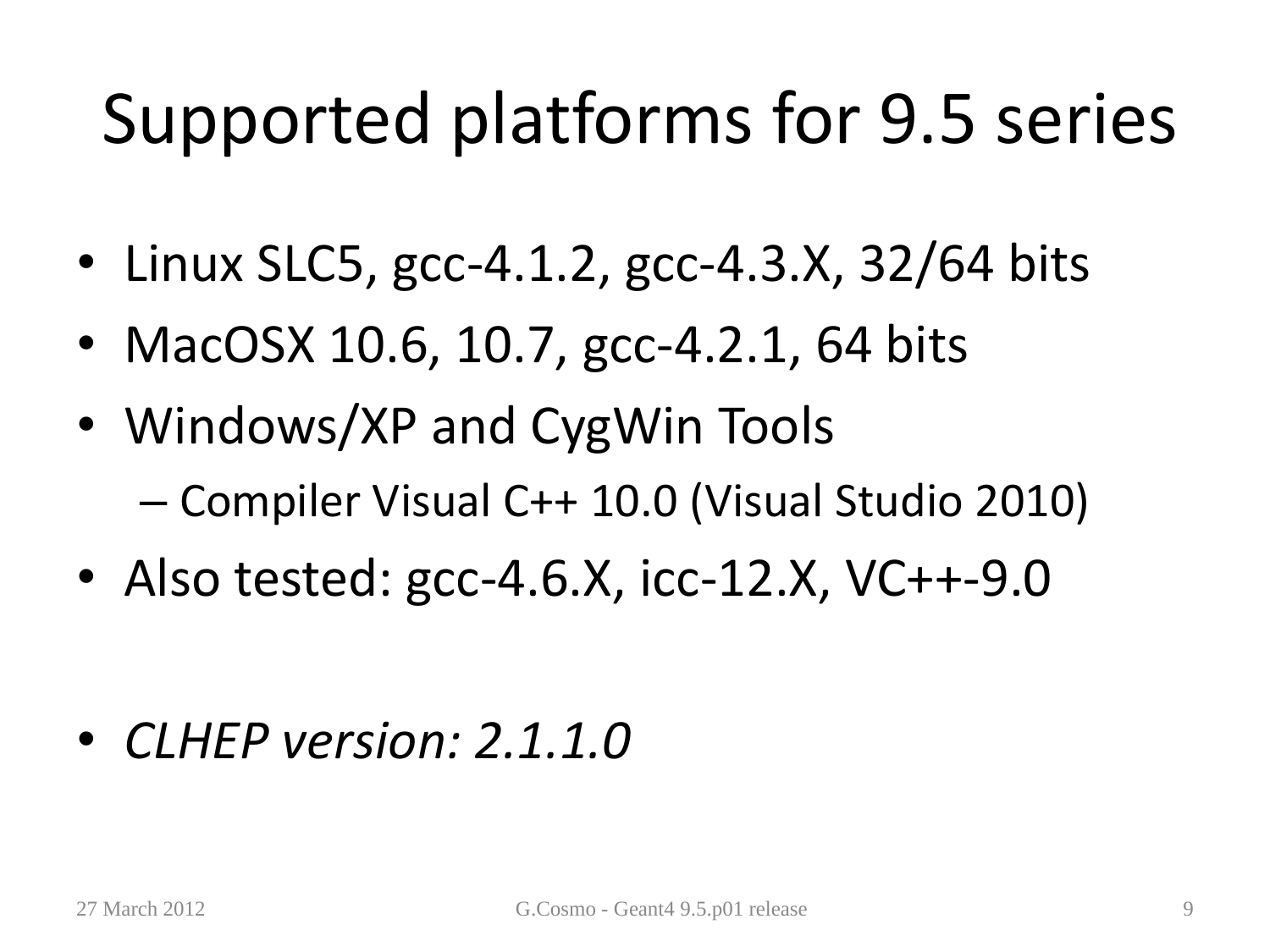# Supported platforms for 9.5 series

- Linux SLC5, gcc-4.1.2, gcc-4.3.X, 32/64 bits
- MacOSX 10.6, 10.7, gcc-4.2.1, 64 bits
- Windows/XP and CygWin Tools
  - Compiler Visual C++ 10.0 (Visual Studio 2010)
- Also tested: gcc-4.6.X, icc-12.X, VC++-9.0

- *CLHEP version: 2.1.1.0*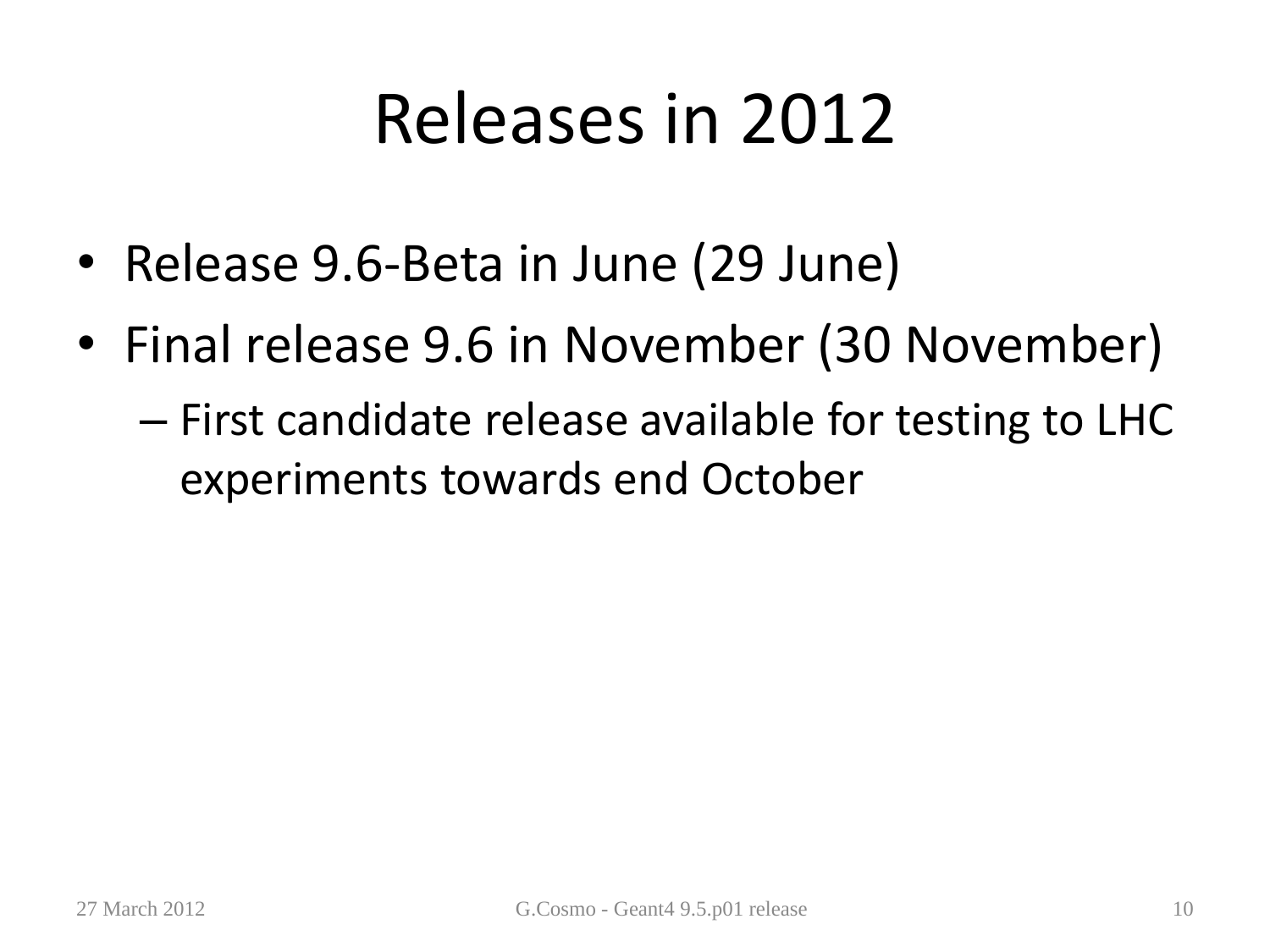# Releases in 2012

- Release 9.6-Beta in June (29 June)
- Final release 9.6 in November (30 November)
  - First candidate release available for testing to LHC experiments towards end October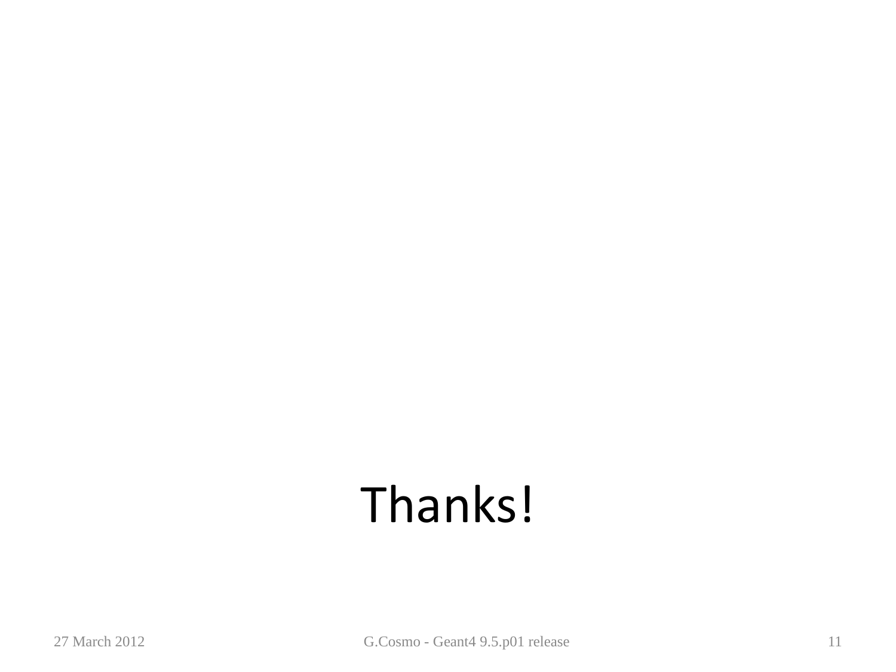# Thanks!